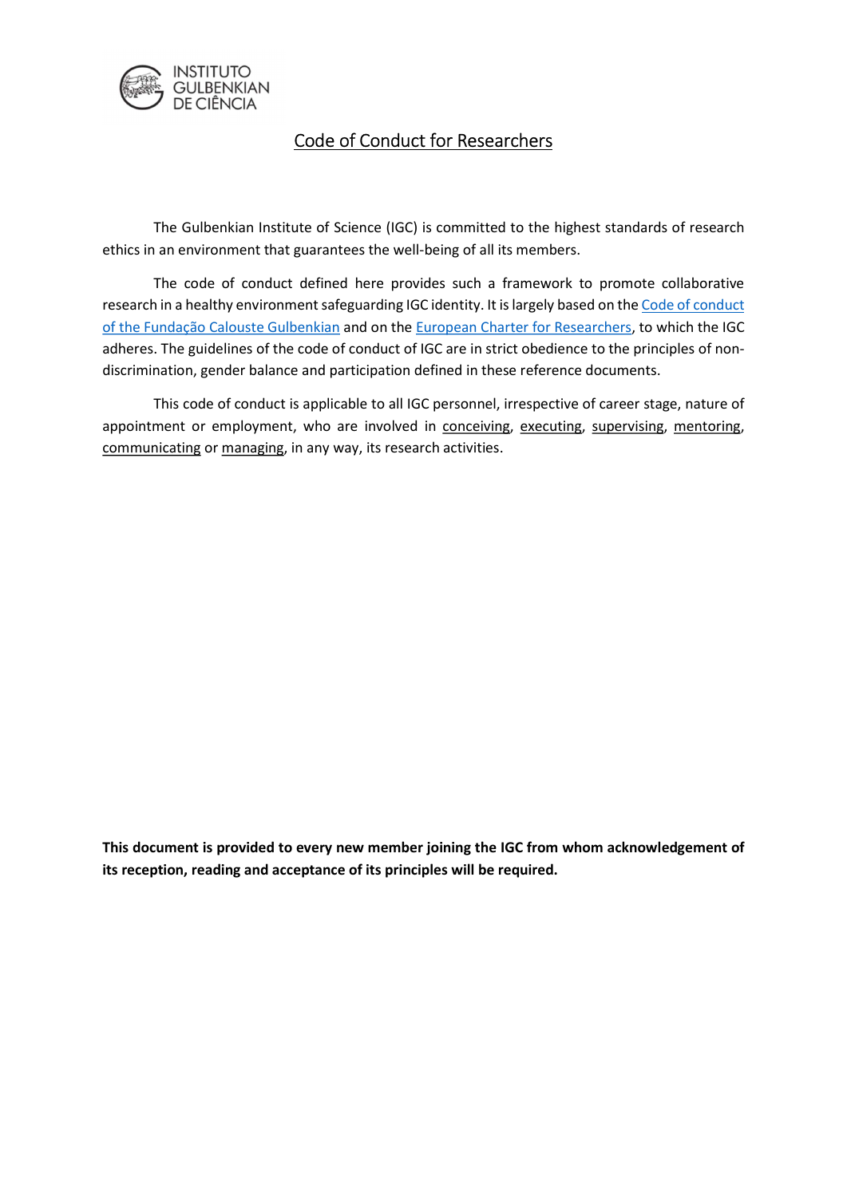# Code of Conduct for Researchers

The Gulbenkian Institute of Science (IGC) is committed to the highest standards of research ethics in an environment that guarantees the well-being of all its members.

The code of conduct defined here provides such a framework to promote collaborative research in a healthy environment safeguarding IGC identity. It is largely based on the Code of conduct of the Fundação Calouste Gulbenkian and on the European Charter for Researchers, to which the IGC adheres. The guidelines of the code of conduct of IGC are in strict obedience to the principles of non-discrimination, gender balance and participation defined in these reference documents.

This code of conduct is applicable to all IGC personnel, irrespective of career stage, nature of appointment or employment, who are involved in conceiving, executing, supervising, mentoring, communicating or managing, in any way, its research activities.

**This document is provided to every new member joining the IGC from whom acknowledgement of its reception, reading and acceptance of its principles will be required.**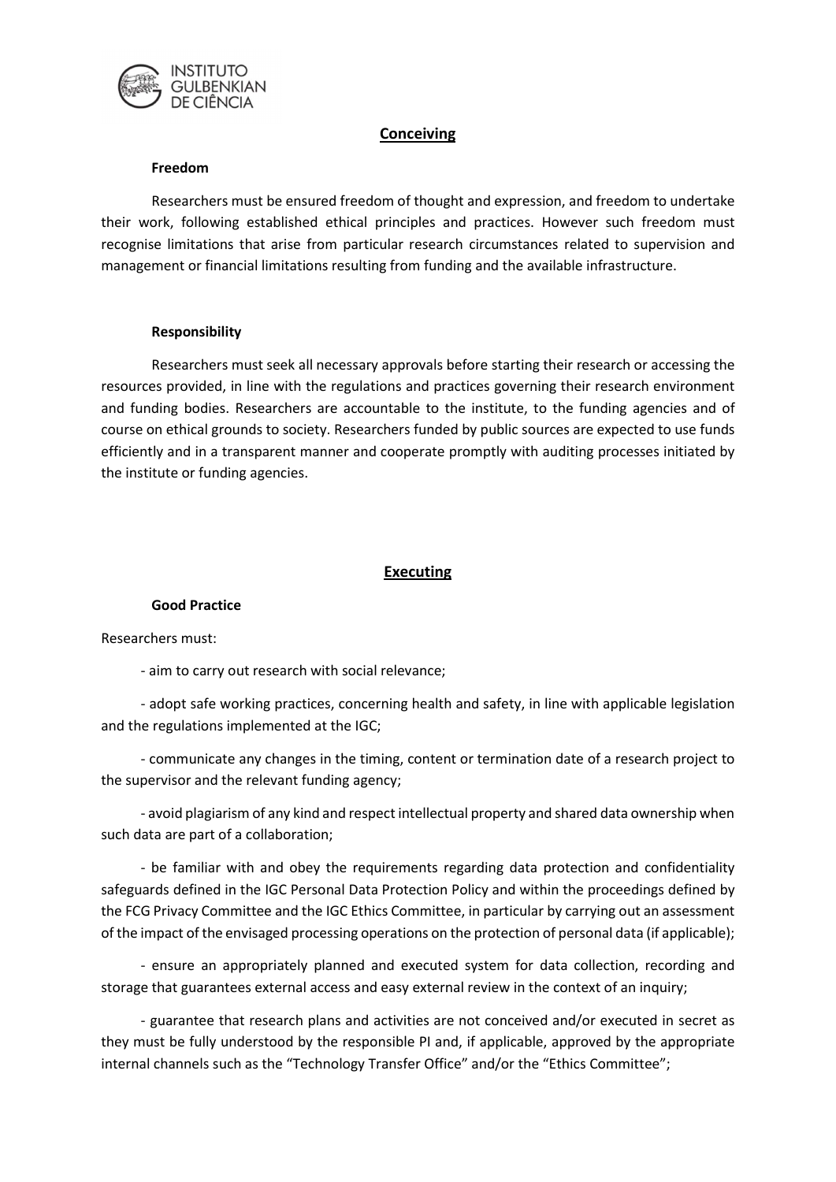## Conceiving

### Freedom

Researchers must be ensured freedom of thought and expression, and freedom to undertake their work, following established ethical principles and practices. However such freedom must recognise limitations that arise from particular research circumstances related to supervision and management or financial limitations resulting from funding and the available infrastructure.

### Responsibility

Researchers must seek all necessary approvals before starting their research or accessing the resources provided, in line with the regulations and practices governing their research environment and funding bodies. Researchers are accountable to the institute, to the funding agencies and of course on ethical grounds to society. Researchers funded by public sources are expected to use funds efficiently and in a transparent manner and cooperate promptly with auditing processes initiated by the institute or funding agencies.

## Executing

### Good Practice

Researchers must:

- aim to carry out research with social relevance;
- adopt safe working practices, concerning health and safety, in line with applicable legislation and the regulations implemented at the IGC;
- communicate any changes in the timing, content or termination date of a research project to the supervisor and the relevant funding agency;
- avoid plagiarism of any kind and respect intellectual property and shared data ownership when such data are part of a collaboration;
- be familiar with and obey the requirements regarding data protection and confidentiality safeguards defined in the IGC Personal Data Protection Policy and within the proceedings defined by the FCG Privacy Committee and the IGC Ethics Committee, in particular by carrying out an assessment of the impact of the envisaged processing operations on the protection of personal data (if applicable);
- ensure an appropriately planned and executed system for data collection, recording and storage that guarantees external access and easy external review in the context of an inquiry;
- guarantee that research plans and activities are not conceived and/or executed in secret as they must be fully understood by the responsible PI and, if applicable, approved by the appropriate internal channels such as the "Technology Transfer Office" and/or the "Ethics Committee";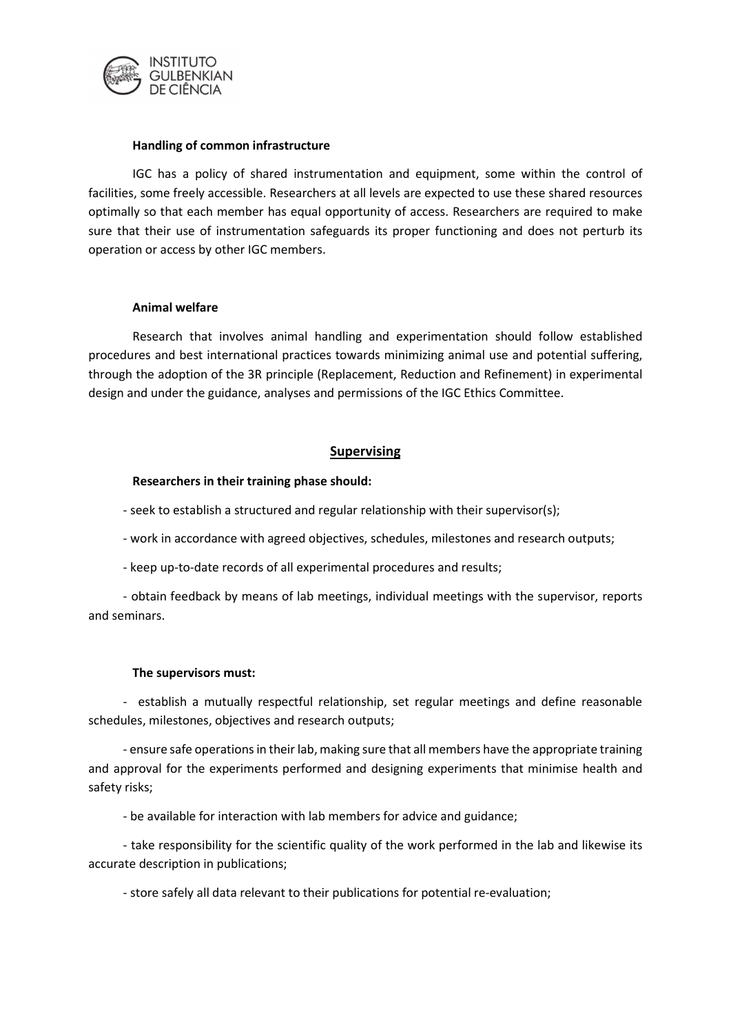### Handling of common infrastructure

IGC has a policy of shared instrumentation and equipment, some within the control of facilities, some freely accessible. Researchers at all levels are expected to use these shared resources optimally so that each member has equal opportunity of access. Researchers are required to make sure that their use of instrumentation safeguards its proper functioning and does not perturb its operation or access by other IGC members.

### Animal welfare

Research that involves animal handling and experimentation should follow established procedures and best international practices towards minimizing animal use and potential suffering, through the adoption of the 3R principle (Replacement, Reduction and Refinement) in experimental design and under the guidance, analyses and permissions of the IGC Ethics Committee.

## Supervising

### Researchers in their training phase should:

- seek to establish a structured and regular relationship with their supervisor(s);
- work in accordance with agreed objectives, schedules, milestones and research outputs;
- keep up-to-date records of all experimental procedures and results;
- obtain feedback by means of lab meetings, individual meetings with the supervisor, reports and seminars.

### The supervisors must:

- establish a mutually respectful relationship, set regular meetings and define reasonable schedules, milestones, objectives and research outputs;
- ensure safe operations in their lab, making sure that all members have the appropriate training and approval for the experiments performed and designing experiments that minimise health and safety risks;
- be available for interaction with lab members for advice and guidance;
- take responsibility for the scientific quality of the work performed in the lab and likewise its accurate description in publications;
- store safely all data relevant to their publications for potential re-evaluation;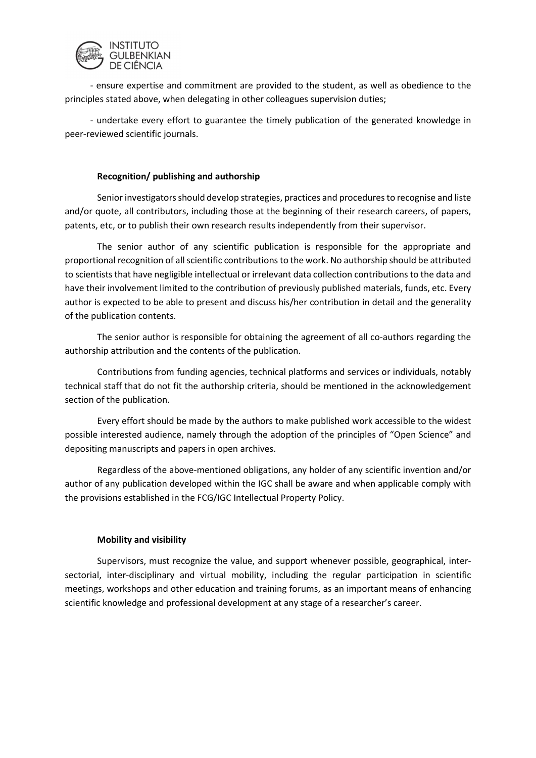- ensure expertise and commitment are provided to the student, as well as obedience to the principles stated above, when delegating in other colleagues supervision duties;

- undertake every effort to guarantee the timely publication of the generated knowledge in peer-reviewed scientific journals.

**Recognition/ publishing and authorship**

Senior investigators should develop strategies, practices and procedures to recognise and liste and/or quote, all contributors, including those at the beginning of their research careers, of papers, patents, etc, or to publish their own research results independently from their supervisor.

The senior author of any scientific publication is responsible for the appropriate and proportional recognition of all scientific contributions to the work. No authorship should be attributed to scientists that have negligible intellectual or irrelevant data collection contributions to the data and have their involvement limited to the contribution of previously published materials, funds, etc. Every author is expected to be able to present and discuss his/her contribution in detail and the generality of the publication contents.

The senior author is responsible for obtaining the agreement of all co-authors regarding the authorship attribution and the contents of the publication.

Contributions from funding agencies, technical platforms and services or individuals, notably technical staff that do not fit the authorship criteria, should be mentioned in the acknowledgement section of the publication.

Every effort should be made by the authors to make published work accessible to the widest possible interested audience, namely through the adoption of the principles of "Open Science" and depositing manuscripts and papers in open archives.

Regardless of the above-mentioned obligations, any holder of any scientific invention and/or author of any publication developed within the IGC shall be aware and when applicable comply with the provisions established in the FCG/IGC Intellectual Property Policy.

**Mobility and visibility**

Supervisors, must recognize the value, and support whenever possible, geographical, inter-sectorial, inter-disciplinary and virtual mobility, including the regular participation in scientific meetings, workshops and other education and training forums, as an important means of enhancing scientific knowledge and professional development at any stage of a researcher's career.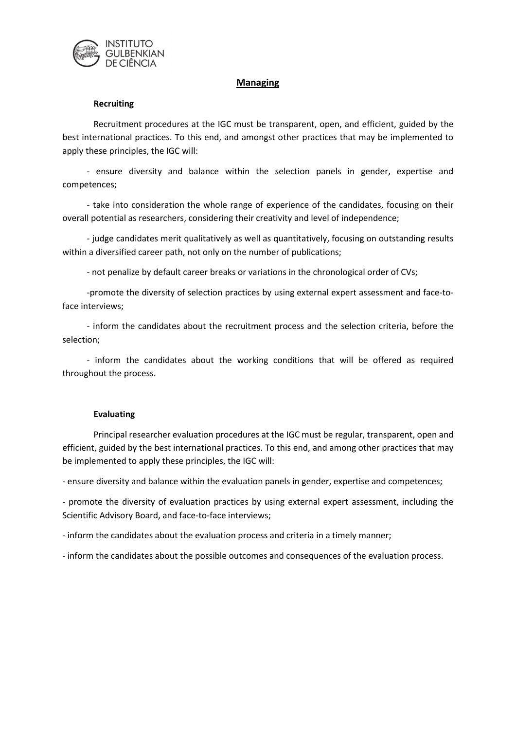## Managing

### Recruiting

Recruitment procedures at the IGC must be transparent, open, and efficient, guided by the best international practices. To this end, and amongst other practices that may be implemented to apply these principles, the IGC will:

- ensure diversity and balance within the selection panels in gender, expertise and competences;

- take into consideration the whole range of experience of the candidates, focusing on their overall potential as researchers, considering their creativity and level of independence;

- judge candidates merit qualitatively as well as quantitatively, focusing on outstanding results within a diversified career path, not only on the number of publications;

- not penalize by default career breaks or variations in the chronological order of CVs;

- promote the diversity of selection practices by using external expert assessment and face-to-face interviews;

- inform the candidates about the recruitment process and the selection criteria, before the selection;

- inform the candidates about the working conditions that will be offered as required throughout the process.

### Evaluating

Principal researcher evaluation procedures at the IGC must be regular, transparent, open and efficient, guided by the best international practices. To this end, and among other practices that may be implemented to apply these principles, the IGC will:

- ensure diversity and balance within the evaluation panels in gender, expertise and competences;

- promote the diversity of evaluation practices by using external expert assessment, including the Scientific Advisory Board, and face-to-face interviews;

- inform the candidates about the evaluation process and criteria in a timely manner;

- inform the candidates about the possible outcomes and consequences of the evaluation process.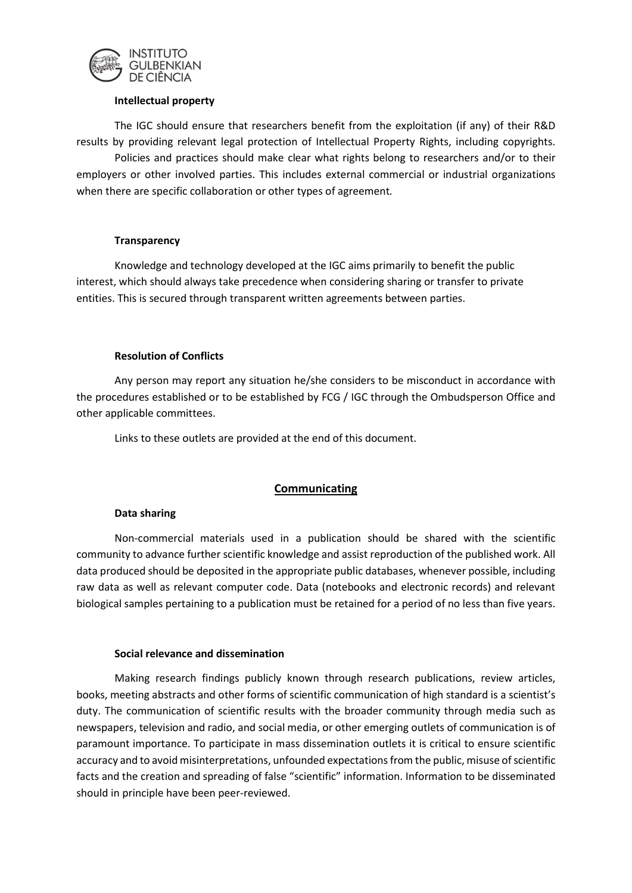#### Intellectual property

The IGC should ensure that researchers benefit from the exploitation (if any) of their R&D results by providing relevant legal protection of Intellectual Property Rights, including copyrights.

Policies and practices should make clear what rights belong to researchers and/or to their employers or other involved parties. This includes external commercial or industrial organizations when there are specific collaboration or other types of agreement.

#### Transparency

Knowledge and technology developed at the IGC aims primarily to benefit the public interest, which should always take precedence when considering sharing or transfer to private entities. This is secured through transparent written agreements between parties.

#### Resolution of Conflicts

Any person may report any situation he/she considers to be misconduct in accordance with the procedures established or to be established by FCG / IGC through the Ombudsperson Office and other applicable committees.

Links to these outlets are provided at the end of this document.

## Communicating

#### Data sharing

Non-commercial materials used in a publication should be shared with the scientific community to advance further scientific knowledge and assist reproduction of the published work. All data produced should be deposited in the appropriate public databases, whenever possible, including raw data as well as relevant computer code. Data (notebooks and electronic records) and relevant biological samples pertaining to a publication must be retained for a period of no less than five years.

#### Social relevance and dissemination

Making research findings publicly known through research publications, review articles, books, meeting abstracts and other forms of scientific communication of high standard is a scientist's duty. The communication of scientific results with the broader community through media such as newspapers, television and radio, and social media, or other emerging outlets of communication is of paramount importance. To participate in mass dissemination outlets it is critical to ensure scientific accuracy and to avoid misinterpretations, unfounded expectations from the public, misuse of scientific facts and the creation and spreading of false "scientific" information. Information to be disseminated should in principle have been peer-reviewed.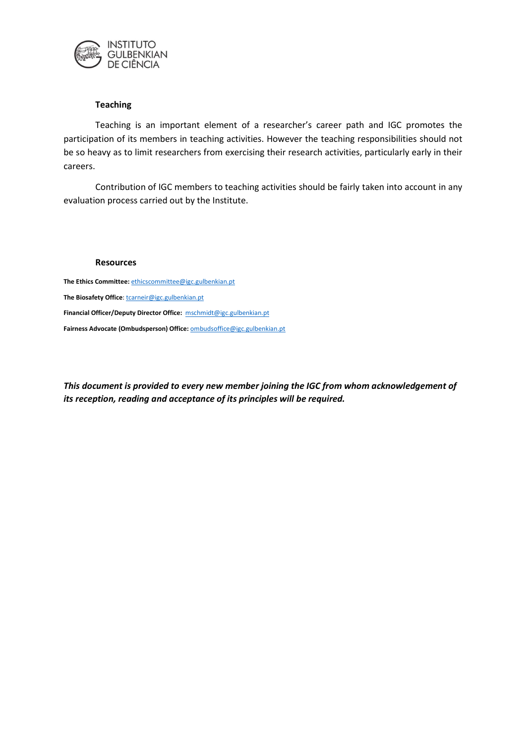## Teaching

Teaching is an important element of a researcher's career path and IGC promotes the participation of its members in teaching activities. However the teaching responsibilities should not be so heavy as to limit researchers from exercising their research activities, particularly early in their careers.

Contribution of IGC members to teaching activities should be fairly taken into account in any evaluation process carried out by the Institute.

## Resources

**The Ethics Committee:** ethicscommittee@igc.gulbenkian.pt

**The Biosafety Office**: tcarneir@igc.gulbenkian.pt

**Financial Officer/Deputy Director Office:** mschmidt@igc.gulbenkian.pt

**Fairness Advocate (Ombudsperson) Office:** ombudsoffice@igc.gulbenkian.pt

***This document is provided to every new member joining the IGC from whom acknowledgement of its reception, reading and acceptance of its principles will be required.***